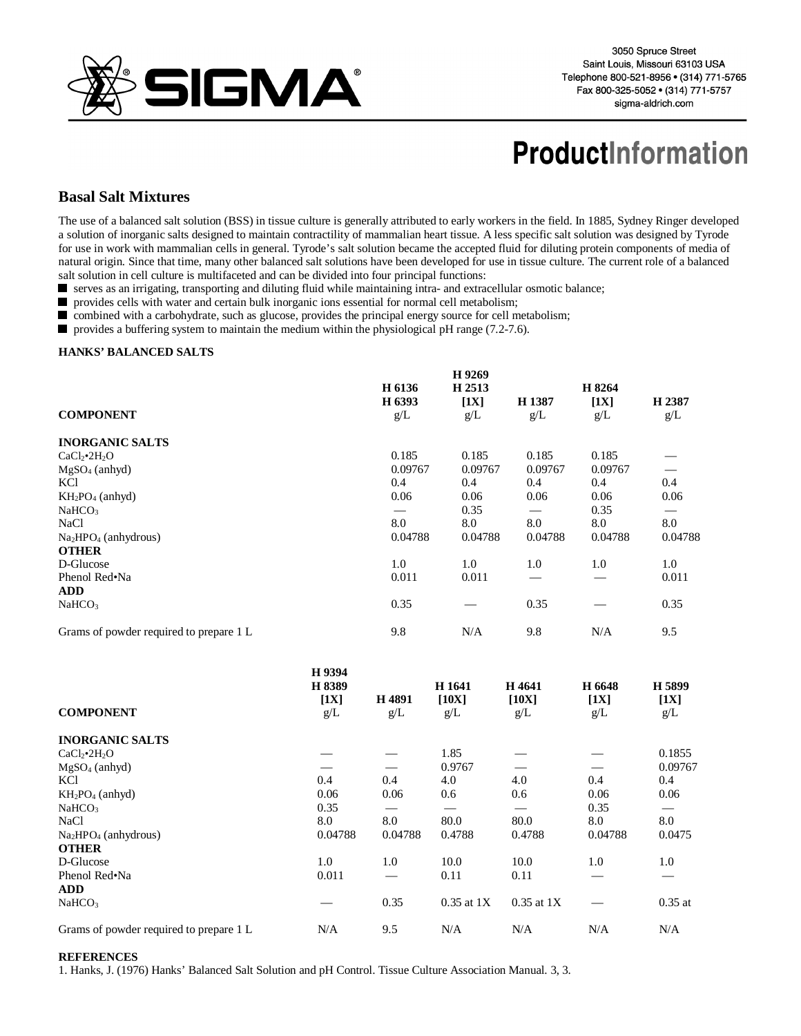# ProductInformation

## Basal Salt Mixtures

The use of a balanced salt solution (BSS) in tissue culture is generally attributed to early workers in the field. In 1885, Sydney Ringer developed a solution of inorganic salts designed to maintain contractility of mammalian heart tissue. A less specific salt solution was designed by Tyrode for use in work with mammalian cells in general. Tyrode's salt solution became the accepted fluid for diluting protein components of media of natural origin. Since that time, many other balanced salt solutions have been developed for use in tissue culture. The current role of a balanced salt solution in cell culture is multifaceted and can be divided into four principal functions:

- serves as an irrigating, transporting and diluting fluid while maintaining intra- and extracellular osmotic balance;
- provides cells with water and certain bulk inorganic ions essential for normal cell metabolism;
- combined with a carbohydrate, such as glucose, provides the principal energy source for cell metabolism;
- provides a buffering system to maintain the medium within the physiological pH range (7.2-7.6).

### HANKS' BALANCED SALTS

| COMPONENT | H 6136<br>H 6393<br>g/L | H 9269<br>H 2513<br>[1X]<br>g/L | H 1387<br>g/L | H 8264<br>[1X]<br>g/L | H 2387<br>g/L |
|---|---|---|---|---|---|
| **INORGANIC SALTS** | | | | | |
| $CaCl_2 \cdot 2H_2O$ | 0.185 | 0.185 | 0.185 | 0.185 | — |
| $MgSO_4$ (anhyd) | 0.09767 | 0.09767 | 0.09767 | 0.09767 | — |
| KCl | 0.4 | 0.4 | 0.4 | 0.4 | 0.4 |
| $KH_2PO_4$ (anhyd) | 0.06 | 0.06 | 0.06 | 0.06 | 0.06 |
| $NaHCO_3$ | — | 0.35 | — | 0.35 | — |
| NaCl | 8.0 | 8.0 | 8.0 | 8.0 | 8.0 |
| $Na_2HPO_4$ (anhydrous) | 0.04788 | 0.04788 | 0.04788 | 0.04788 | 0.04788 |
| **OTHER** | | | | | |
| D-Glucose | 1.0 | 1.0 | 1.0 | 1.0 | 1.0 |
| Phenol Red•Na | 0.011 | 0.011 | — | — | 0.011 |
| **ADD** | | | | | |
| $NaHCO_3$ | 0.35 | — | 0.35 | — | 0.35 |
| Grams of powder required to prepare 1 L | 9.8 | N/A | 9.8 | N/A | 9.5 |

| COMPONENT | H 9394<br>H 8389<br>[1X]<br>g/L | H 4891<br>g/L | H 1641<br>[10X]<br>g/L | H 4641<br>[10X]<br>g/L | H 6648<br>[1X]<br>g/L | H 5899<br>[1X]<br>g/L |
|---|---|---|---|---|---|---|
| **INORGANIC SALTS** | | | | | | |
| $CaCl_2 \cdot 2H_2O$ | — | — | 1.85 | — | — | 0.1855 |
| $MgSO_4$ (anhyd) | — | — | 0.9767 | — | — | 0.09767 |
| KCl | 0.4 | 0.4 | 4.0 | 4.0 | 0.4 | 0.4 |
| $KH_2PO_4$ (anhyd) | 0.06 | 0.06 | 0.6 | 0.6 | 0.06 | 0.06 |
| $NaHCO_3$ | 0.35 | — | — | — | 0.35 | — |
| NaCl | 8.0 | 8.0 | 80.0 | 80.0 | 8.0 | 8.0 |
| $Na_2HPO_4$ (anhydrous) | 0.04788 | 0.04788 | 0.4788 | 0.4788 | 0.04788 | 0.0475 |
| **OTHER** | | | | | | |
| D-Glucose | 1.0 | 1.0 | 10.0 | 10.0 | 1.0 | 1.0 |
| Phenol Red•Na | 0.011 | — | 0.11 | 0.11 | — | — |
| **ADD** | | | | | | |
| $NaHCO_3$ | — | 0.35 | 0.35 at 1X | 0.35 at 1X | — | 0.35 at |
| Grams of powder required to prepare 1 L | N/A | 9.5 | N/A | N/A | N/A | N/A |

**REFERENCES**

1. Hanks, J. (1976) Hanks' Balanced Salt Solution and pH Control. Tissue Culture Association Manual. 3, 3.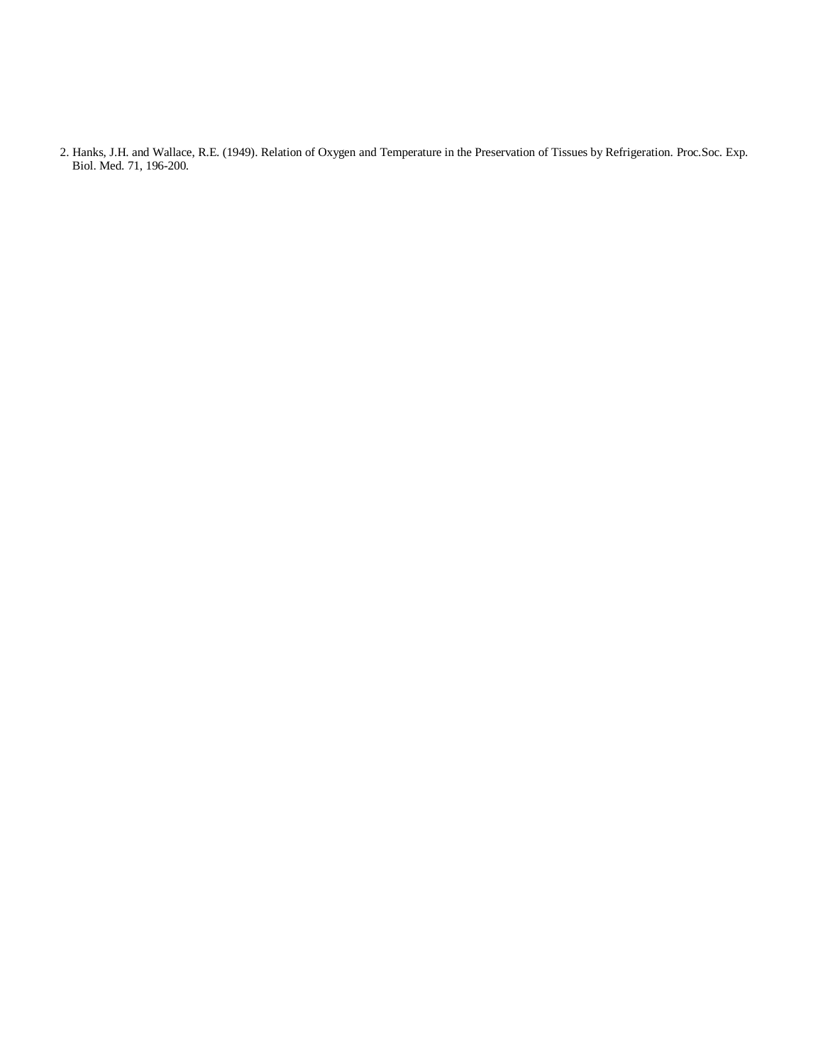2. Hanks, J.H. and Wallace, R.E. (1949). Relation of Oxygen and Temperature in the Preservation of Tissues by Refrigeration. Proc.Soc. Exp. Biol. Med. 71, 196-200.